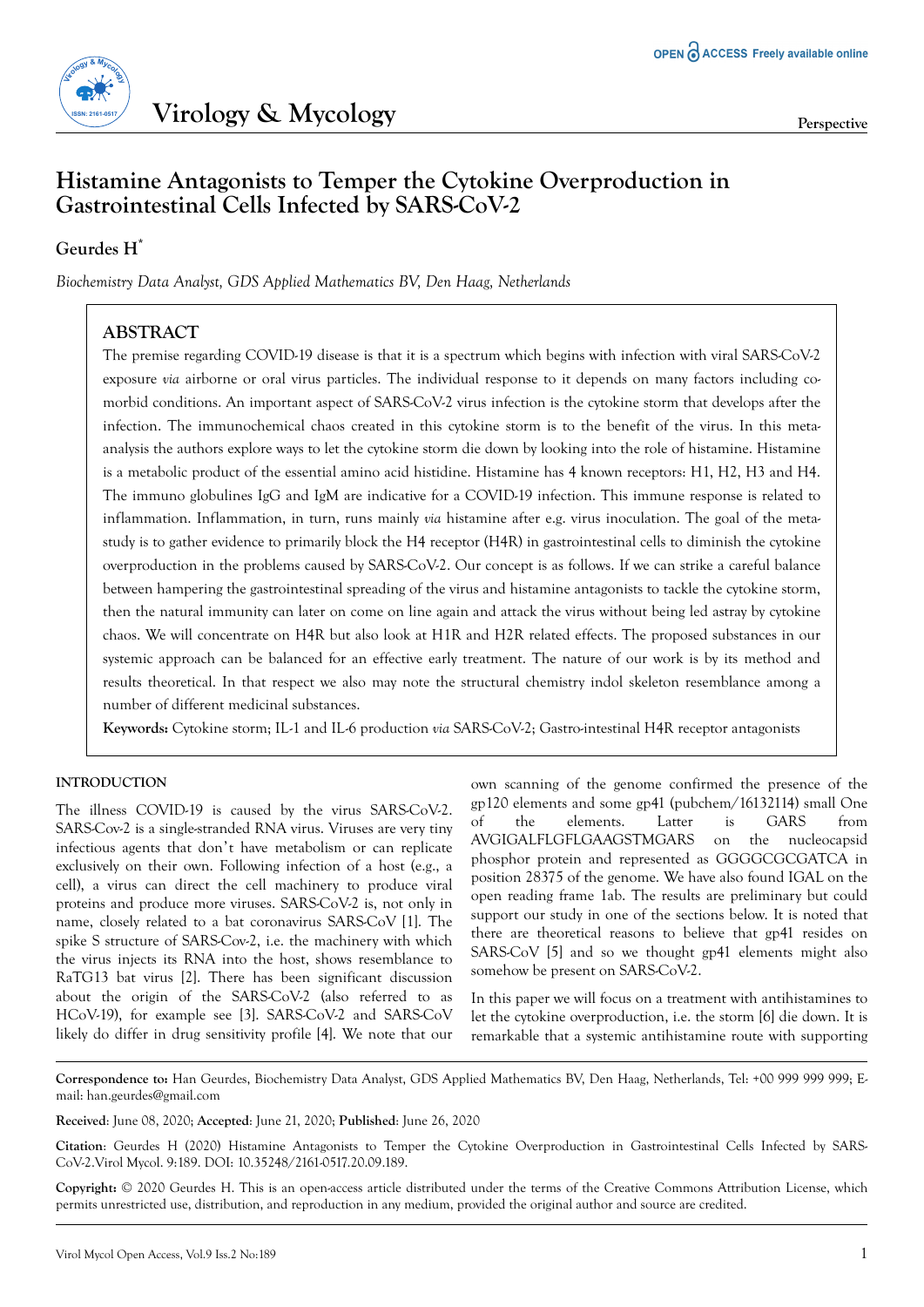# Histamine Antagonists to Temper the Cytokine Overproduction in Gastrointestinal Cells Infected by SARS-CoV-2

**Geurdes H***

*Biochemistry Data Analyst, GDS Applied Mathematics BV, Den Haag, Netherlands*

## ABSTRACT

The premise regarding COVID-19 disease is that it is a spectrum which begins with infection with viral SARS-CoV-2 exposure *via* airborne or oral virus particles. The individual response to it depends on many factors including co-morbid conditions. An important aspect of SARS-CoV-2 virus infection is the cytokine storm that develops after the infection. The immunochemical chaos created in this cytokine storm is to the benefit of the virus. In this meta-analysis the authors explore ways to let the cytokine storm die down by looking into the role of histamine. Histamine is a metabolic product of the essential amino acid histidine. Histamine has 4 known receptors: H1, H2, H3 and H4. The immuno globulines IgG and IgM are indicative for a COVID-19 infection. This immune response is related to inflammation. Inflammation, in turn, runs mainly *via* histamine after e.g. virus inoculation. The goal of the meta-study is to gather evidence to primarily block the H4 receptor (H4R) in gastrointestinal cells to diminish the cytokine overproduction in the problems caused by SARS-CoV-2. Our concept is as follows. If we can strike a careful balance between hampering the gastrointestinal spreading of the virus and histamine antagonists to tackle the cytokine storm, then the natural immunity can later on come on line again and attack the virus without being led astray by cytokine chaos. We will concentrate on H4R but also look at H1R and H2R related effects. The proposed substances in our systemic approach can be balanced for an effective early treatment. The nature of our work is by its method and results theoretical. In that respect we also may note the structural chemistry indol skeleton resemblance among a number of different medicinal substances.

**Keywords:** Cytokine storm; IL-1 and IL-6 production *via* SARS-CoV-2; Gastro-intestinal H4R receptor antagonists

## INTRODUCTION

The illness COVID-19 is caused by the virus SARS-CoV-2. SARS-Cov-2 is a single-stranded RNA virus. Viruses are very tiny infectious agents that don't have metabolism or can replicate exclusively on their own. Following infection of a host (e.g., a cell), a virus can direct the cell machinery to produce viral proteins and produce more viruses. SARS-CoV-2 is, not only in name, closely related to a bat coronavirus SARS-CoV [1]. The spike S structure of SARS-Cov-2, i.e. the machinery with which the virus injects its RNA into the host, shows resemblance to RaTG13 bat virus [2]. There has been significant discussion about the origin of the SARS-CoV-2 (also referred to as HCoV-19), for example see [3]. SARS-CoV-2 and SARS-CoV likely do differ in drug sensitivity profile [4]. We note that our own scanning of the genome confirmed the presence of the gp120 elements and some gp41 (pubchem/16132114) small One of the elements. Latter is GARS from AVGIGALFLGFLGAAGSTMGARS on the nucleocapsid phosphor protein and represented as GGGGCGCGATCA in position 28375 of the genome. We have also found IGAL on the open reading frame 1ab. The results are preliminary but could support our study in one of the sections below. It is noted that there are theoretical reasons to believe that gp41 resides on SARS-CoV [5] and so we thought gp41 elements might also somehow be present on SARS-CoV-2.

In this paper we will focus on a treatment with antihistamines to let the cytokine overproduction, i.e. the storm [6] die down. It is remarkable that a systemic antihistamine route with supporting

**Correspondence to:** Han Geurdes, Biochemistry Data Analyst, GDS Applied Mathematics BV, Den Haag, Netherlands, Tel: +00 999 999 999; E-mail: han.geurdes@gmail.com

**Received**: June 08, 2020; **Accepted**: June 21, 2020; **Published**: June 26, 2020

**Citation**: Geurdes H (2020) Histamine Antagonists to Temper the Cytokine Overproduction in Gastrointestinal Cells Infected by SARS-CoV-2.Virol Mycol. 9:189. DOI: 10.35248/2161-0517.20.09.189.

**Copyright:** © 2020 Geurdes H. This is an open-access article distributed under the terms of the Creative Commons Attribution License, which permits unrestricted use, distribution, and reproduction in any medium, provided the original author and source are credited.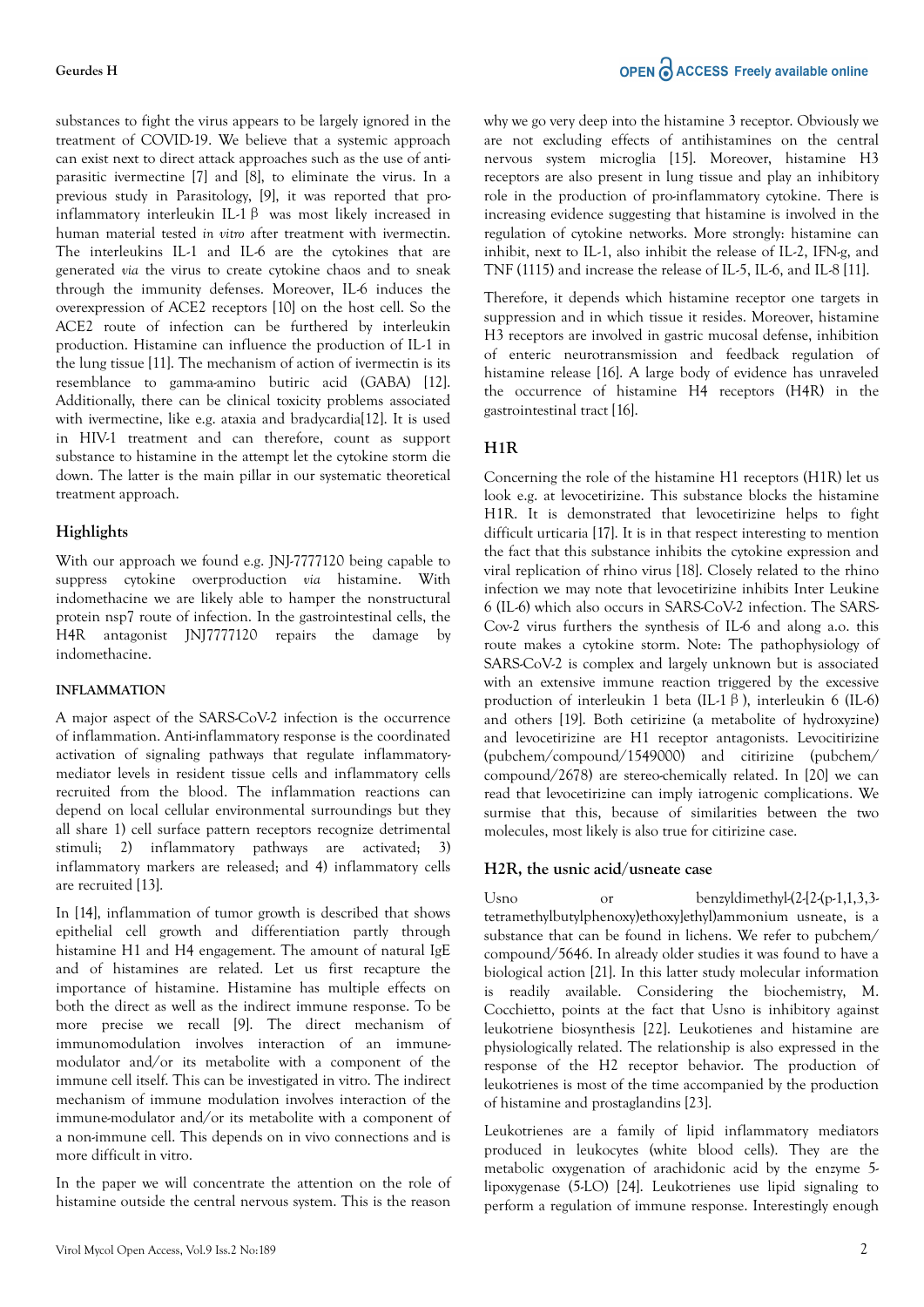substances to fight the virus appears to be largely ignored in the treatment of COVID-19. We believe that a systemic approach can exist next to direct attack approaches such as the use of anti-parasitic ivermectine [7] and [8], to eliminate the virus. In a previous study in Parasitology, [9], it was reported that pro-inflammatory interleukin IL-1 β was most likely increased in human material tested *in vitro* after treatment with ivermectin. The interleukins IL-1 and IL-6 are the cytokines that are generated *via* the virus to create cytokine chaos and to sneak through the immunity defenses. Moreover, IL-6 induces the overexpression of ACE2 receptors [10] on the host cell. So the ACE2 route of infection can be furthered by interleukin production. Histamine can influence the production of IL-1 in the lung tissue [11]. The mechanism of action of ivermectin is its resemblance to gamma-amino butiric acid (GABA) [12]. Additionally, there can be clinical toxicity problems associated with ivermectine, like e.g. ataxia and bradycardia[12]. It is used in HIV-1 treatment and can therefore, count as support substance to histamine in the attempt let the cytokine storm die down. The latter is the main pillar in our systematic theoretical treatment approach.

## Highlights

With our approach we found e.g. JNJ-7777120 being capable to suppress cytokine overproduction *via* histamine. With indomethacine we are likely able to hamper the nonstructural protein nsp7 route of infection. In the gastrointestinal cells, the H4R antagonist JNJ7777120 repairs the damage by indomethacine.

### INFLAMMATION

A major aspect of the SARS-CoV-2 infection is the occurrence of inflammation. Anti-inflammatory response is the coordinated activation of signaling pathways that regulate inflammatory-mediator levels in resident tissue cells and inflammatory cells recruited from the blood. The inflammation reactions can depend on local cellular environmental surroundings but they all share 1) cell surface pattern receptors recognize detrimental stimuli; 2) inflammatory pathways are activated; 3) inflammatory markers are released; and 4) inflammatory cells are recruited [13].

In [14], inflammation of tumor growth is described that shows epithelial cell growth and differentiation partly through histamine H1 and H4 engagement. The amount of natural IgE and of histamines are related. Let us first recapture the importance of histamine. Histamine has multiple effects on both the direct as well as the indirect immune response. To be more precise we recall [9]. The direct mechanism of immunomodulation involves interaction of an immune-modulator and/or its metabolite with a component of the immune cell itself. This can be investigated in vitro. The indirect mechanism of immune modulation involves interaction of the immune-modulator and/or its metabolite with a component of a non-immune cell. This depends on in vivo connections and is more difficult in vitro.

In the paper we will concentrate the attention on the role of histamine outside the central nervous system. This is the reason why we go very deep into the histamine 3 receptor. Obviously we are not excluding effects of antihistamines on the central nervous system microglia [15]. Moreover, histamine H3 receptors are also present in lung tissue and play an inhibitory role in the production of pro-inflammatory cytokine. There is increasing evidence suggesting that histamine is involved in the regulation of cytokine networks. More strongly: histamine can inhibit, next to IL-1, also inhibit the release of IL-2, IFN-g, and TNF (1115) and increase the release of IL-5, IL-6, and IL-8 [11].

Therefore, it depends which histamine receptor one targets in suppression and in which tissue it resides. Moreover, histamine H3 receptors are involved in gastric mucosal defense, inhibition of enteric neurotransmission and feedback regulation of histamine release [16]. A large body of evidence has unraveled the occurrence of histamine H4 receptors (H4R) in the gastrointestinal tract [16].

## H1R

Concerning the role of the histamine H1 receptors (H1R) let us look e.g. at levocetirizine. This substance blocks the histamine H1R. It is demonstrated that levocetirizine helps to fight difficult urticaria [17]. It is in that respect interesting to mention the fact that this substance inhibits the cytokine expression and viral replication of rhino virus [18]. Closely related to the rhino infection we may note that levocetirizine inhibits Inter Leukine 6 (IL-6) which also occurs in SARS-CoV-2 infection. The SARS-Cov-2 virus furthers the synthesis of IL-6 and along a.o. this route makes a cytokine storm. Note: The pathophysiology of SARS-CoV-2 is complex and largely unknown but is associated with an extensive immune reaction triggered by the excessive production of interleukin 1 beta (IL-1 β), interleukin 6 (IL-6) and others [19]. Both cetirizine (a metabolite of hydroxyzine) and levocetirizine are H1 receptor antagonists. Levocitirizine (pubchem/compound/1549000) and citirizine (pubchem/compound/2678) are stereo-chemically related. In [20] we can read that levocetirizine can imply iatrogenic complications. We surmise that this, because of similarities between the two molecules, most likely is also true for citirizine case.

## H2R, the usnic acid/usneate case

Usno or benzyldimethyl-(2-[2-(p-1,1,3,3-tetramethylbutylphenoxy)ethoxy]ethyl)ammonium usneate, is a substance that can be found in lichens. We refer to pubchem/compound/5646. In already older studies it was found to have a biological action [21]. In this latter study molecular information is readily available. Considering the biochemistry, M. Cocchietto, points at the fact that Usno is inhibitory against leukotriene biosynthesis [22]. Leukotienes and histamine are physiologically related. The relationship is also expressed in the response of the H2 receptor behavior. The production of leukotrienes is most of the time accompanied by the production of histamine and prostaglandins [23].

Leukotrienes are a family of lipid inflammatory mediators produced in leukocytes (white blood cells). They are the metabolic oxygenation of arachidonic acid by the enzyme 5-lipoxygenase (5-LO) [24]. Leukotrienes use lipid signaling to perform a regulation of immune response. Interestingly enough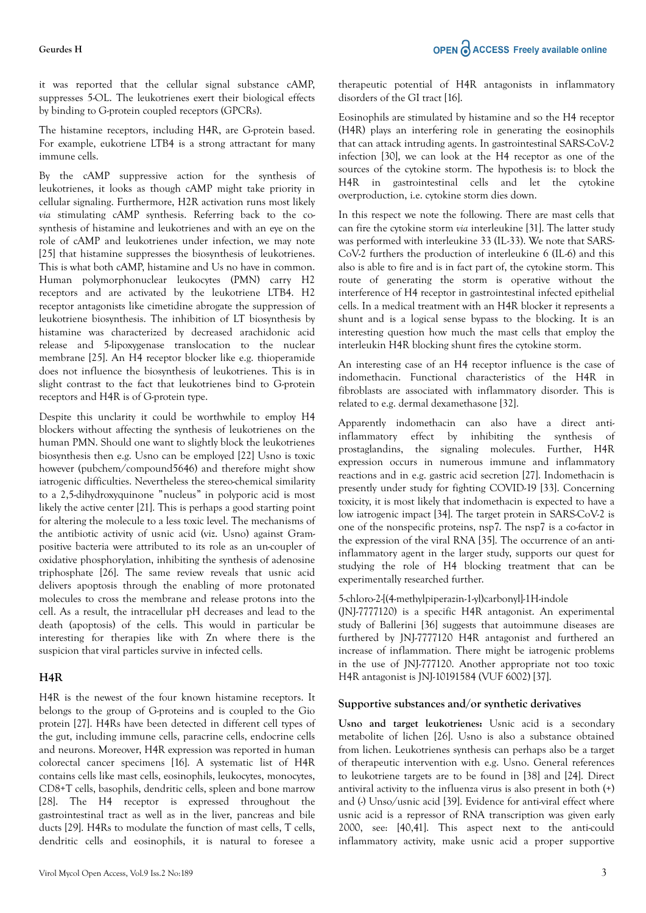it was reported that the cellular signal substance cAMP, suppresses 5-OL. The leukotrienes exert their biological effects by binding to G-protein coupled receptors (GPCRs).

The histamine receptors, including H4R, are G-protein based. For example, eukotriene LTB4 is a strong attractant for many immune cells.

By the cAMP suppressive action for the synthesis of leukotrienes, it looks as though cAMP might take priority in cellular signaling. Furthermore, H2R activation runs most likely *via* stimulating cAMP synthesis. Referring back to the co-synthesis of histamine and leukotrienes and with an eye on the role of cAMP and leukotrienes under infection, we may note [25] that histamine suppresses the biosynthesis of leukotrienes. This is what both cAMP, histamine and Us no have in common. Human polymorphonuclear leukocytes (PMN) carry H2 receptors and are activated by the leukotriene LTB4. H2 receptor antagonists like cimetidine abrogate the suppression of leukotriene biosynthesis. The inhibition of LT biosynthesis by histamine was characterized by decreased arachidonic acid release and 5-lipoxygenase translocation to the nuclear membrane [25]. An H4 receptor blocker like e.g. thioperamide does not influence the biosynthesis of leukotrienes. This is in slight contrast to the fact that leukotrienes bind to G-protein receptors and H4R is of G-protein type.

Despite this unclarity it could be worthwhile to employ H4 blockers without affecting the synthesis of leukotrienes on the human PMN. Should one want to slightly block the leukotrienes biosynthesis then e.g. Usno can be employed [22] Usno is toxic however (pubchem/compound5646) and therefore might show iatrogenic difficulties. Nevertheless the stereo-chemical similarity to a 2,5-dihydroxyquinone "nucleus" in polyporic acid is most likely the active center [21]. This is perhaps a good starting point for altering the molecule to a less toxic level. The mechanisms of the antibiotic activity of usnic acid (viz. Usno) against Gram-positive bacteria were attributed to its role as an un-coupler of oxidative phosphorylation, inhibiting the synthesis of adenosine triphosphate [26]. The same review reveals that usnic acid delivers apoptosis through the enabling of more protonated molecules to cross the membrane and release protons into the cell. As a result, the intracellular pH decreases and lead to the death (apoptosis) of the cells. This would in particular be interesting for therapies like with Zn where there is the suspicion that viral particles survive in infected cells.

## H4R

H4R is the newest of the four known histamine receptors. It belongs to the group of G-proteins and is coupled to the Gio protein [27]. H4Rs have been detected in different cell types of the gut, including immune cells, paracrine cells, endocrine cells and neurons. Moreover, H4R expression was reported in human colorectal cancer specimens [16]. A systematic list of H4R contains cells like mast cells, eosinophils, leukocytes, monocytes, CD8+T cells, basophils, dendritic cells, spleen and bone marrow [28]. The H4 receptor is expressed throughout the gastrointestinal tract as well as in the liver, pancreas and bile ducts [29]. H4Rs to modulate the function of mast cells, T cells, dendritic cells and eosinophils, it is natural to foresee a therapeutic potential of H4R antagonists in inflammatory disorders of the GI tract [16].

Eosinophils are stimulated by histamine and so the H4 receptor (H4R) plays an interfering role in generating the eosinophils that can attack intruding agents. In gastrointestinal SARS-CoV-2 infection [30], we can look at the H4 receptor as one of the sources of the cytokine storm. The hypothesis is: to block the H4R in gastrointestinal cells and let the cytokine overproduction, i.e. cytokine storm dies down.

In this respect we note the following. There are mast cells that can fire the cytokine storm *via* interleukine [31]. The latter study was performed with interleukine 33 (IL-33). We note that SARS-CoV-2 furthers the production of interleukine 6 (IL-6) and this also is able to fire and is in fact part of, the cytokine storm. This route of generating the storm is operative without the interference of H4 receptor in gastrointestinal infected epithelial cells. In a medical treatment with an H4R blocker it represents a shunt and is a logical sense bypass to the blocking. It is an interesting question how much the mast cells that employ the interleukin H4R blocking shunt fires the cytokine storm.

An interesting case of an H4 receptor influence is the case of indomethacin. Functional characteristics of the H4R in fibroblasts are associated with inflammatory disorder. This is related to e.g. dermal dexamethasone [32].

Apparently indomethacin can also have a direct anti-inflammatory effect by inhibiting the synthesis of prostaglandins, the signaling molecules. Further, H4R expression occurs in numerous immune and inflammatory reactions and in e.g. gastric acid secretion [27]. Indomethacin is presently under study for fighting COVID-19 [33]. Concerning toxicity, it is most likely that indomethacin is expected to have a low iatrogenic impact [34]. The target protein in SARS-CoV-2 is one of the nonspecific proteins, nsp7. The nsp7 is a co-factor in the expression of the viral RNA [35]. The occurrence of an anti-inflammatory agent in the larger study, supports our quest for studying the role of H4 blocking treatment that can be experimentally researched further.

5-chloro-2-[(4-methylpiperazin-1-yl)carbonyl]-1H-indole (JNJ-7777120) is a specific H4R antagonist. An experimental study of Ballerini [36] suggests that autoimmune diseases are furthered by JNJ-7777120 H4R antagonist and furthered an increase of inflammation. There might be iatrogenic problems in the use of JNJ-777120. Another appropriate not too toxic H4R antagonist is JNJ-10191584 (VUF 6002) [37].

### Supportive substances and/or synthetic derivatives

**Usno and target leukotrienes:** Usnic acid is a secondary metabolite of lichen [26]. Usno is also a substance obtained from lichen. Leukotrienes synthesis can perhaps also be a target of therapeutic intervention with e.g. Usno. General references to leukotriene targets are to be found in [38] and [24]. Direct antiviral activity to the influenza virus is also present in both (+) and (-) Unso/usnic acid [39]. Evidence for anti-viral effect where usnic acid is a repressor of RNA transcription was given early 2000, see: [40,41]. This aspect next to the anti-could inflammatory activity, make usnic acid a proper supportive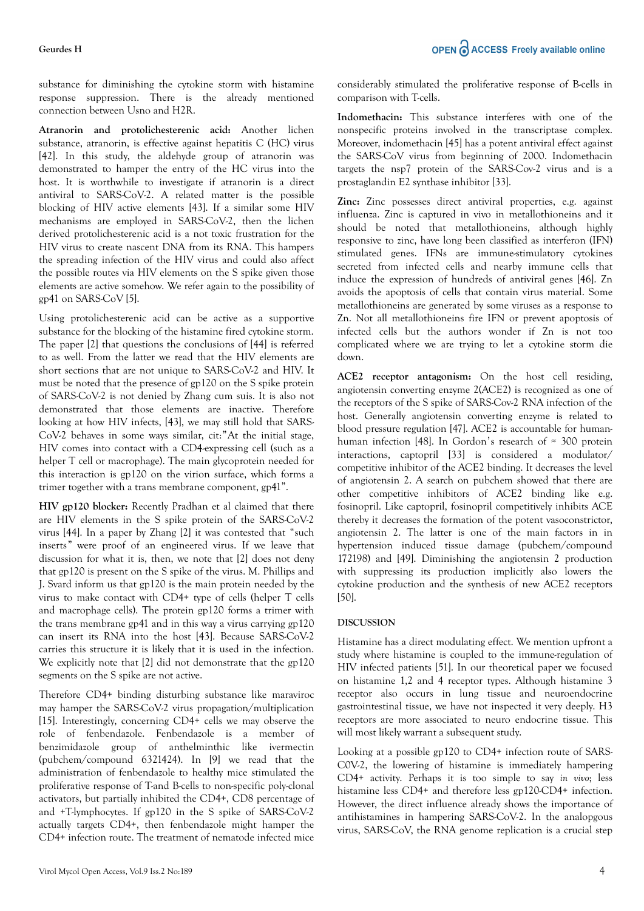substance for diminishing the cytokine storm with histamine response suppression. There is the already mentioned connection between Usno and H2R.

**Atranorin and protolichesterenic acid:** Another lichen substance, atranorin, is effective against hepatitis C (HC) virus [42]. In this study, the aldehyde group of atranorin was demonstrated to hamper the entry of the HC virus into the host. It is worthwhile to investigate if atranorin is a direct antiviral to SARS-CoV-2. A related matter is the possible blocking of HIV active elements [43]. If a similar some HIV mechanisms are employed in SARS-CoV-2, then the lichen derived protolichesterenic acid is a not toxic frustration for the HIV virus to create nascent DNA from its RNA. This hampers the spreading infection of the HIV virus and could also affect the possible routes via HIV elements on the S spike given those elements are active somehow. We refer again to the possibility of gp41 on SARS-CoV [5].

Using protolichesterenic acid can be active as a supportive substance for the blocking of the histamine fired cytokine storm. The paper [2] that questions the conclusions of [44] is referred to as well. From the latter we read that the HIV elements are short sections that are not unique to SARS-CoV-2 and HIV. It must be noted that the presence of gp120 on the S spike protein of SARS-CoV-2 is not denied by Zhang cum suis. It is also not demonstrated that those elements are inactive. Therefore looking at how HIV infects, [43], we may still hold that SARS-CoV-2 behaves in some ways similar, cit:"At the initial stage, HIV comes into contact with a CD4-expressing cell (such as a helper T cell or macrophage). The main glycoprotein needed for this interaction is gp120 on the virion surface, which forms a trimer together with a trans membrane component, gp41".

**HIV gp120 blocker:** Recently Pradhan et al claimed that there are HIV elements in the S spike protein of the SARS-CoV-2 virus [44]. In a paper by Zhang [2] it was contested that "such inserts" were proof of an engineered virus. If we leave that discussion for what it is, then, we note that [2] does not deny that gp120 is present on the S spike of the virus. M. Phillips and J. Svard inform us that gp120 is the main protein needed by the virus to make contact with CD4+ type of cells (helper T cells and macrophage cells). The protein gp120 forms a trimer with the trans membrane gp41 and in this way a virus carrying gp120 can insert its RNA into the host [43]. Because SARS-CoV-2 carries this structure it is likely that it is used in the infection. We explicitly note that [2] did not demonstrate that the gp120 segments on the S spike are not active.

Therefore CD4+ binding disturbing substance like maraviroc may hamper the SARS-CoV-2 virus propagation/multiplication [15]. Interestingly, concerning CD4+ cells we may observe the role of fenbendazole. Fenbendazole is a member of benzimidazole group of anthelminthic like ivermectin (pubchem/compound 6321424). In [9] we read that the administration of fenbendazole to healthy mice stimulated the proliferative response of T-and B-cells to non-specific poly-clonal activators, but partially inhibited the CD4+, CD8 percentage of and +T-lymphocytes. If gp120 in the S spike of SARS-CoV-2 actually targets CD4+, then fenbendazole might hamper the CD4+ infection route. The treatment of nematode infected mice considerably stimulated the proliferative response of B-cells in comparison with T-cells.

**Indomethacin:** This substance interferes with one of the nonspecific proteins involved in the transcriptase complex. Moreover, indomethacin [45] has a potent antiviral effect against the SARS-CoV virus from beginning of 2000. Indomethacin targets the nsp7 protein of the SARS-Cov-2 virus and is a prostaglandin E2 synthase inhibitor [33].

**Zinc:** Zinc possesses direct antiviral properties, e.g. against influenza. Zinc is captured in vivo in metallothioneins and it should be noted that metallothioneins, although highly responsive to zinc, have long been classified as interferon (IFN) stimulated genes. IFNs are immune-stimulatory cytokines secreted from infected cells and nearby immune cells that induce the expression of hundreds of antiviral genes [46]. Zn avoids the apoptosis of cells that contain virus material. Some metallothioneins are generated by some viruses as a response to Zn. Not all metallothioneins fire IFN or prevent apoptosis of infected cells but the authors wonder if Zn is not too complicated where we are trying to let a cytokine storm die down.

**ACE2 receptor antagonism:** On the host cell residing, angiotensin converting enzyme 2(ACE2) is recognized as one of the receptors of the S spike of SARS-Cov-2 RNA infection of the host. Generally angiotensin converting enzyme is related to blood pressure regulation [47]. ACE2 is accountable for human-human infection [48]. In Gordon's research of ≈ 300 protein interactions, captopril [33] is considered a modulator/competitive inhibitor of the ACE2 binding. It decreases the level of angiotensin 2. A search on pubchem showed that there are other competitive inhibitors of ACE2 binding like e.g. fosinopril. Like captopril, fosinopril competitively inhibits ACE thereby it decreases the formation of the potent vasoconstrictor, angiotensin 2. The latter is one of the main factors in in hypertension induced tissue damage (pubchem/compound 172198) and [49]. Diminishing the angiotensin 2 production with suppressing its production implicitly also lowers the cytokine production and the synthesis of new ACE2 receptors [50].

## DISCUSSION

Histamine has a direct modulating effect. We mention upfront a study where histamine is coupled to the immune-regulation of HIV infected patients [51]. In our theoretical paper we focused on histamine 1,2 and 4 receptor types. Although histamine 3 receptor also occurs in lung tissue and neuroendocrine gastrointestinal tissue, we have not inspected it very deeply. H3 receptors are more associated to neuro endocrine tissue. This will most likely warrant a subsequent study.

Looking at a possible gp120 to CD4+ infection route of SARS-C0V-2, the lowering of histamine is immediately hampering CD4+ activity. Perhaps it is too simple to say *in vivo*; less histamine less CD4+ and therefore less gp120-CD4+ infection. However, the direct influence already shows the importance of antihistamines in hampering SARS-CoV-2. In the analogpous virus, SARS-CoV, the RNA genome replication is a crucial step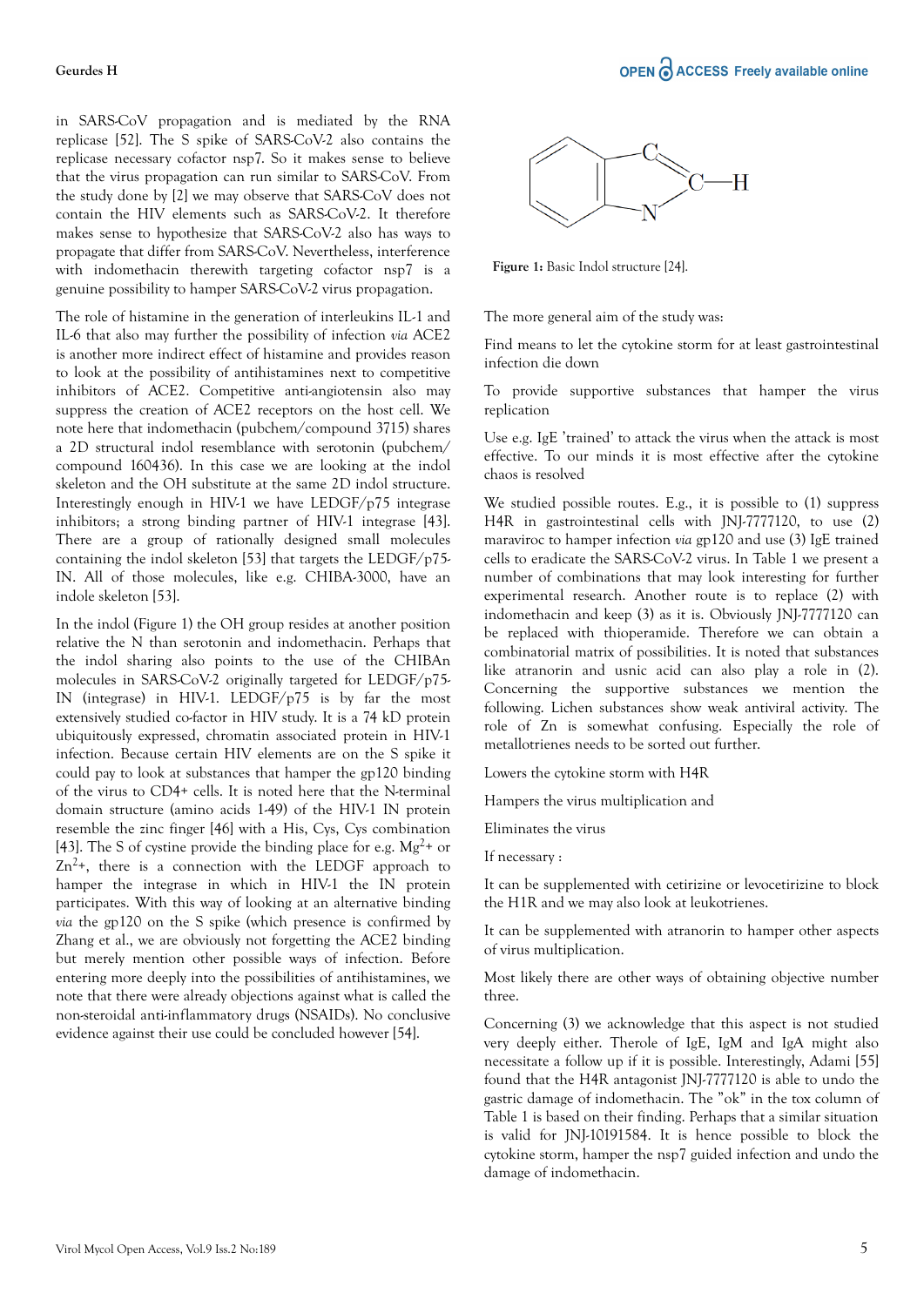in SARS-CoV propagation and is mediated by the RNA replicase [52]. The S spike of SARS-CoV-2 also contains the replicase necessary cofactor nsp7. So it makes sense to believe that the virus propagation can run similar to SARS-CoV. From the study done by [2] we may observe that SARS-CoV does not contain the HIV elements such as SARS-CoV-2. It therefore makes sense to hypothesize that SARS-CoV-2 also has ways to propagate that differ from SARS-CoV. Nevertheless, interference with indomethacin therewith targeting cofactor nsp7 is a genuine possibility to hamper SARS-CoV-2 virus propagation.

The role of histamine in the generation of interleukins IL-1 and IL-6 that also may further the possibility of infection *via* ACE2 is another more indirect effect of histamine and provides reason to look at the possibility of antihistamines next to competitive inhibitors of ACE2. Competitive anti-angiotensin also may suppress the creation of ACE2 receptors on the host cell. We note here that indomethacin (pubchem/compound 3715) shares a 2D structural indol resemblance with serotonin (pubchem/compound 160436). In this case we are looking at the indol skeleton and the OH substitute at the same 2D indol structure. Interestingly enough in HIV-1 we have LEDGF/p75 integrase inhibitors; a strong binding partner of HIV-1 integrase [43]. There are a group of rationally designed small molecules containing the indol skeleton [53] that targets the LEDGF/p75-IN. All of those molecules, like e.g. CHIBA-3000, have an indole skeleton [53].

In the indol (Figure 1) the OH group resides at another position relative the N than serotonin and indomethacin. Perhaps that the indol sharing also points to the use of the CHIBAn molecules in SARS-CoV-2 originally targeted for LEDGF/p75-IN (integrase) in HIV-1. LEDGF/p75 is by far the most extensively studied co-factor in HIV study. It is a 74 kD protein ubiquitously expressed, chromatin associated protein in HIV-1 infection. Because certain HIV elements are on the S spike it could pay to look at substances that hamper the gp120 binding of the virus to CD4+ cells. It is noted here that the N-terminal domain structure (amino acids 1-49) of the HIV-1 IN protein resemble the zinc finger [46] with a His, Cys, Cys combination [43]. The S of cystine provide the binding place for e.g. $Mg^{2+}$ or $Zn^{2+}$, there is a connection with the LEDGF approach to hamper the integrase in which in HIV-1 the IN protein participates. With this way of looking at an alternative binding *via* the gp120 on the S spike (which presence is confirmed by Zhang et al., we are obviously not forgetting the ACE2 binding but merely mention other possible ways of infection. Before entering more deeply into the possibilities of antihistamines, we note that there were already objections against what is called the non-steroidal anti-inflammatory drugs (NSAIDs). No conclusive evidence against their use could be concluded however [54].

**Figure 1:** Basic Indol structure [24].

The more general aim of the study was:

Find means to let the cytokine storm for at least gastrointestinal infection die down

To provide supportive substances that hamper the virus replication

Use e.g. IgE 'trained' to attack the virus when the attack is most effective. To our minds it is most effective after the cytokine chaos is resolved

We studied possible routes. E.g., it is possible to (1) suppress H4R in gastrointestinal cells with JNJ-7777120, to use (2) maraviroc to hamper infection *via* gp120 and use (3) IgE trained cells to eradicate the SARS-CoV-2 virus. In Table 1 we present a number of combinations that may look interesting for further experimental research. Another route is to replace (2) with indomethacin and keep (3) as it is. Obviously JNJ-7777120 can be replaced with thioperamide. Therefore we can obtain a combinatorial matrix of possibilities. It is noted that substances like atranorin and usnic acid can also play a role in (2). Concerning the supportive substances we mention the following. Lichen substances show weak antiviral activity. The role of Zn is somewhat confusing. Especially the role of metallotrienes needs to be sorted out further.

Lowers the cytokine storm with H4R

Hampers the virus multiplication and

Eliminates the virus

If necessary :

It can be supplemented with cetirizine or levocetirizine to block the H1R and we may also look at leukotrienes.

It can be supplemented with atranorin to hamper other aspects of virus multiplication.

Most likely there are other ways of obtaining objective number three.

Concerning (3) we acknowledge that this aspect is not studied very deeply either. Therole of IgE, IgM and IgA might also necessitate a follow up if it is possible. Interestingly, Adami [55] found that the H4R antagonist JNJ-7777120 is able to undo the gastric damage of indomethacin. The "ok" in the tox column of Table 1 is based on their finding. Perhaps that a similar situation is valid for JNJ-10191584. It is hence possible to block the cytokine storm, hamper the nsp7 guided infection and undo the damage of indomethacin.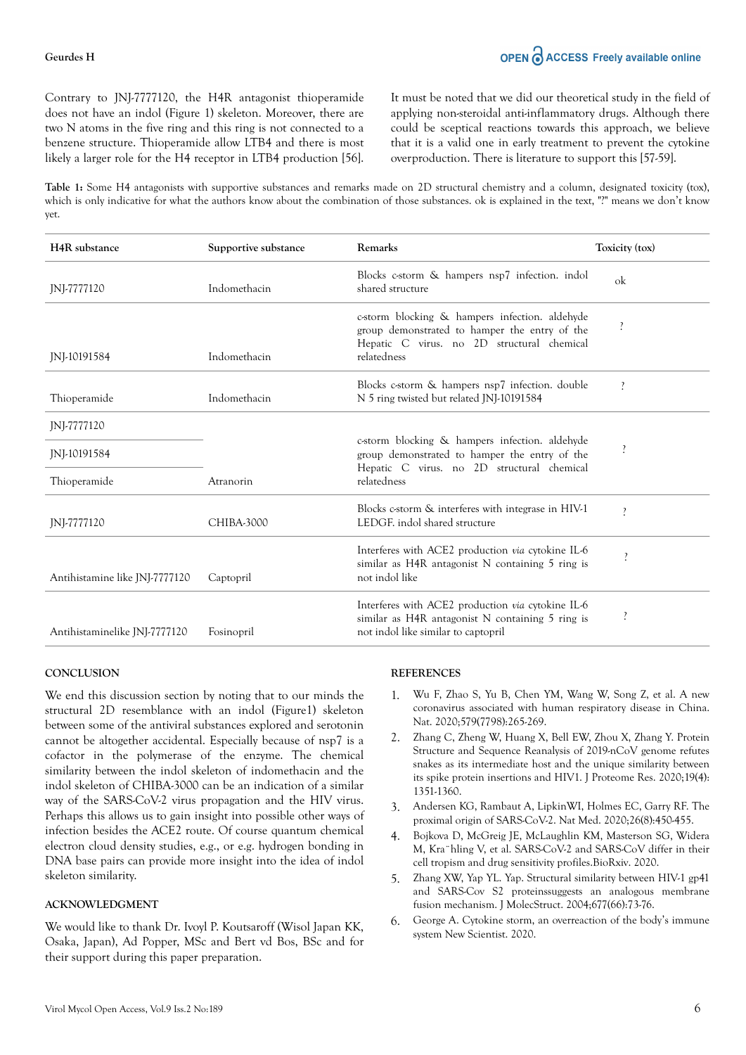Contrary to JNJ-7777120, the H4R antagonist thioperamide does not have an indol (Figure 1) skeleton. Moreover, there are two N atoms in the five ring and this ring is not connected to a benzene structure. Thioperamide allow LTB4 and there is most likely a larger role for the H4 receptor in LTB4 production [56].

It must be noted that we did our theoretical study in the field of applying non-steroidal anti-inflammatory drugs. Although there could be sceptical reactions towards this approach, we believe that it is a valid one in early treatment to prevent the cytokine overproduction. There is literature to support this [57-59].

**Table 1:** Some H4 antagonists with supportive substances and remarks made on 2D structural chemistry and a column, designated toxicity (tox), which is only indicative for what the authors know about the combination of those substances. ok is explained in the text, "?" means we don't know yet.

| H4R substance | Supportive substance | Remarks | Toxicity (tox) |
|---|---|---|---|
| JNJ-7777120 | Indomethacin | Blocks c-storm & hampers nsp7 infection. indol shared structure | ok |
| JNJ-10191584 | Indomethacin | c-storm blocking & hampers infection. aldehyde group demonstrated to hamper the entry of the Hepatic C virus. no 2D structural chemical relatedness | ? |
| Thioperamide | Indomethacin | Blocks c-storm & hampers nsp7 infection. double N 5 ring twisted but related JNJ-10191584 | ? |
| JNJ-7777120 | Atranorin | c-storm blocking & hampers infection. aldehyde group demonstrated to hamper the entry of the Hepatic C virus. no 2D structural chemical relatedness | ? |
| JNJ-10191584 | | | |
| Thioperamide | | | |
| JNJ-7777120 | CHIBA-3000 | Blocks c-storm & interferes with integrase in HIV-1 LEDGF. indol shared structure | ? |
| Antihistamine like JNJ-7777120 | Captopril | Interferes with ACE2 production *via* cytokine IL-6 similar as H4R antagonist N containing 5 ring is not indol like | ? |
| Antihistaminelike JNJ-7777120 | Fosinopril | Interferes with ACE2 production *via* cytokine IL-6 similar as H4R antagonist N containing 5 ring is not indol like similar to captopril | ? |

## CONCLUSION

We end this discussion section by noting that to our minds the structural 2D resemblance with an indol (Figure1) skeleton between some of the antiviral substances explored and serotonin cannot be altogether accidental. Especially because of nsp7 is a cofactor in the polymerase of the enzyme. The chemical similarity between the indol skeleton of indomethacin and the indol skeleton of CHIBA-3000 can be an indication of a similar way of the SARS-CoV-2 virus propagation and the HIV virus. Perhaps this allows us to gain insight into possible other ways of infection besides the ACE2 route. Of course quantum chemical electron cloud density studies, e.g., or e.g. hydrogen bonding in DNA base pairs can provide more insight into the idea of indol skeleton similarity.

## ACKNOWLEDGMENT

We would like to thank Dr. Ivoyl P. Koutsaroff (Wisol Japan KK, Osaka, Japan), Ad Popper, MSc and Bert vd Bos, BSc and for their support during this paper preparation.

## REFERENCES

1. Wu F, Zhao S, Yu B, Chen YM, Wang W, Song Z, et al. A new coronavirus associated with human respiratory disease in China. Nat. 2020;579(7798):265-269.
2. Zhang C, Zheng W, Huang X, Bell EW, Zhou X, Zhang Y. Protein Structure and Sequence Reanalysis of 2019-nCoV genome refutes snakes as its intermediate host and the unique similarity between its spike protein insertions and HIV1. J Proteome Res. 2020;19(4): 1351-1360.
3. Andersen KG, Rambaut A, LipkinWI, Holmes EC, Garry RF. The proximal origin of SARS-CoV-2. Nat Med. 2020;26(8):450-455.
4. Bojkova D, McGreig JE, McLaughlin KM, Masterson SG, Widera M, Kra¨hling V, et al. SARS-CoV-2 and SARS-CoV differ in their cell tropism and drug sensitivity profiles.BioRxiv. 2020.
5. Zhang XW, Yap YL. Yap. Structural similarity between HIV-1 gp41 and SARS-Cov S2 proteinssuggests an analogous membrane fusion mechanism. J MolecStruct. 2004;677(66):73-76.
6. George A. Cytokine storm, an overreaction of the body's immune system New Scientist. 2020.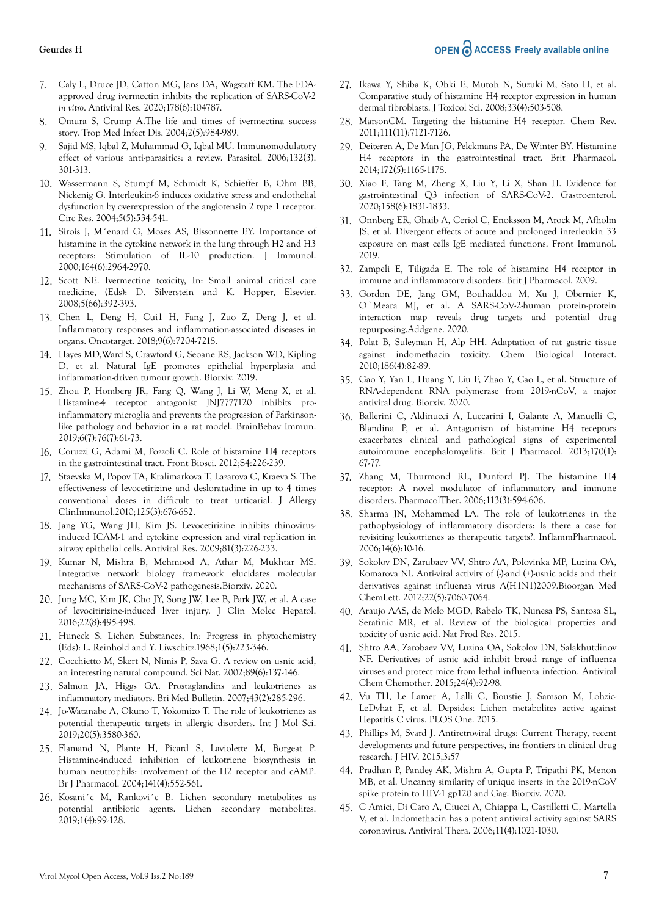7. Caly L, Druce JD, Catton MG, Jans DA, Wagstaff KM. The FDA-approved drug ivermectin inhibits the replication of SARS-CoV-2 *in vitro*. Antiviral Res. 2020;178(6):104787.
8. Omura S, Crump A.The life and times of ivermectina success story. Trop Med Infect Dis. 2004;2(5):984-989.
9. Sajid MS, Iqbal Z, Muhammad G, Iqbal MU. Immunomodulatory effect of various anti-parasitics: a review. Parasitol. 2006;132(3): 301-313.
10. Wassermann S, Stumpf M, Schmidt K, Schieffer B, Ohm BB, Nickenig G. Interleukin-6 induces oxidative stress and endothelial dysfunction by overexpression of the angiotensin 2 type 1 receptor. Circ Res. 2004;5(5):534-541.
11. Sirois J, M´enard G, Moses AS, Bissonnette EY. Importance of histamine in the cytokine network in the lung through H2 and H3 receptors: Stimulation of IL-10 production. J Immunol. 2000;164(6):2964-2970.
12. Scott NE. Ivermectine toxicity, In: Small animal critical care medicine, (Eds): D. Silverstein and K. Hopper, Elsevier. 2008;5(66):392-393.
13. Chen L, Deng H, Cui1 H, Fang J, Zuo Z, Deng J, et al. Inflammatory responses and inflammation-associated diseases in organs. Oncotarget. 2018;9(6):7204-7218.
14. Hayes MD,Ward S, Crawford G, Seoane RS, Jackson WD, Kipling D, et al. Natural IgE promotes epithelial hyperplasia and inflammation-driven tumour growth. Biorxiv. 2019.
15. Zhou P, Homberg JR, Fang Q, Wang J, Li W, Meng X, et al. Histamine-4 receptor antagonist JNJ7777120 inhibits pro-inflammatory microglia and prevents the progression of Parkinson-like pathology and behavior in a rat model. BrainBehav Immun. 2019;6(7):76(7):61-73.
16. Coruzzi G, Adami M, Pozzoli C. Role of histamine H4 receptors in the gastrointestinal tract. Front Biosci. 2012;S4:226-239.
17. Staevska M, Popov TA, Kralimarkova T, Lazarova C, Kraeva S. The effectiveness of levocetirizine and desloratadine in up to 4 times conventional doses in difficult to treat urticarial. J Allergy ClinImmunol.2010;125(3):676-682.
18. Jang YG, Wang JH, Kim JS. Levocetirizine inhibits rhinovirus-induced ICAM-1 and cytokine expression and viral replication in airway epithelial cells. Antiviral Res. 2009;81(3):226-233.
19. Kumar N, Mishra B, Mehmood A, Athar M, Mukhtar MS. Integrative network biology framework elucidates molecular mechanisms of SARS-CoV-2 pathogenesis.Biorxiv. 2020.
20. Jung MC, Kim JK, Cho JY, Song JW, Lee B, Park JW, et al. A case of levocitirizine-induced liver injury. J Clin Molec Hepatol. 2016;22(8):495-498.
21. Huneck S. Lichen Substances, In: Progress in phytochemistry (Eds): L. Reinhold and Y. Liwschitz.1968;1(5):223-346.
22. Cocchietto M, Skert N, Nimis P, Sava G. A review on usnic acid, an interesting natural compound. Sci Nat. 2002;89(6):137-146.
23. Salmon JA, Higgs GA. Prostaglandins and leukotrienes as inflammatory mediators. Bri Med Bulletin. 2007;43(2):285-296.
24. Jo-Watanabe A, Okuno T, Yokomizo T. The role of leukotrienes as potential therapeutic targets in allergic disorders. Int J Mol Sci. 2019;20(5):3580-360.
25. Flamand N, Plante H, Picard S, Laviolette M, Borgeat P. Histamine-induced inhibition of leukotriene biosynthesis in human neutrophils: involvement of the H2 receptor and cAMP. Br J Pharmacol. 2004;141(4):552-561.
26. Kosani´c M, Rankovi´c B. Lichen secondary metabolites as potential antibiotic agents. Lichen secondary metabolites. 2019;1(4):99-128.
27. Ikawa Y, Shiba K, Ohki E, Mutoh N, Suzuki M, Sato H, et al. Comparative study of histamine H4 receptor expression in human dermal fibroblasts. J Toxicol Sci. 2008;33(4):503-508.
28. MarsonCM. Targeting the histamine H4 receptor. Chem Rev. 2011;111(11):7121-7126.
29. Deiteren A, De Man JG, Pelckmans PA, De Winter BY. Histamine H4 receptors in the gastrointestinal tract. Brit Pharmacol. 2014;172(5):1165-1178.
30. Xiao F, Tang M, Zheng X, Liu Y, Li X, Shan H. Evidence for gastrointestinal Q3 infection of SARS-CoV-2. Gastroenterol. 2020;158(6):1831-1833.
31. Onnberg ER, Ghaib A, Ceriol C, Enoksson M, Arock M, Afholm JS, et al. Divergent effects of acute and prolonged interleukin 33 exposure on mast cells IgE mediated functions. Front Immunol. 2019.
32. Zampeli E, Tiligada E. The role of histamine H4 receptor in immune and inflammatory disorders. Brit J Pharmacol. 2009.
33. Gordon DE, Jang GM, Bouhaddou M, Xu J, Obernier K, O'Meara MJ, et al. A SARS-CoV-2-human protein-protein interaction map reveals drug targets and potential drug repurposing.Addgene. 2020.
34. Polat B, Suleyman H, Alp HH. Adaptation of rat gastric tissue against indomethacin toxicity. Chem Biological Interact. 2010;186(4):82-89.
35. Gao Y, Yan L, Huang Y, Liu F, Zhao Y, Cao L, et al. Structure of RNA-dependent RNA polymerase from 2019-nCoV, a major antiviral drug. Biorxiv. 2020.
36. Ballerini C, Aldinucci A, Luccarini I, Galante A, Manuelli C, Blandina P, et al. Antagonism of histamine H4 receptors exacerbates clinical and pathological signs of experimental autoimmune encephalomyelitis. Brit J Pharmacol. 2013;170(1): 67-77.
37. Zhang M, Thurmond RL, Dunford PJ. The histamine H4 receptor: A novel modulator of inflammatory and immune disorders. PharmacolTher. 2006;113(3):594-606.
38. Sharma JN, Mohammed LA. The role of leukotrienes in the pathophysiology of inflammatory disorders: Is there a case for revisiting leukotrienes as therapeutic targets?. InflammPharmacol. 2006;14(6):10-16.
39. Sokolov DN, Zarubaev VV, Shtro AA, Polovinka MP, Luzina OA, Komarova NI. Anti-viral activity of (-)and (+)-usnic acids and their derivatives against influenza virus A(H1N1)2009.Bioorgan Med ChemLett. 2012;22(5):7060-7064.
40. Araujo AAS, de Melo MGD, Rabelo TK, Nunesa PS, Santosa SL, Serafinic MR, et al. Review of the biological properties and toxicity of usnic acid. Nat Prod Res. 2015.
41. Shtro AA, Zarobaev VV, Luzina OA, Sokolov DN, Salakhutdinov NF. Derivatives of usnic acid inhibit broad range of influenza viruses and protect mice from lethal influenza infection. Antiviral Chem Chemother. 2015;24(4):92-98.
42. Vu TH, Le Lamer A, Lalli C, Boustie J, Samson M, Lohzic-LeDvhat F, et al. Depsides: Lichen metabolites active against Hepatitis C virus. PLOS One. 2015.
43. Phillips M, Svard J. Antiretroviral drugs: Current Therapy, recent developments and future perspectives, in: frontiers in clinical drug research: J HIV. 2015;3:57
44. Pradhan P, Pandey AK, Mishra A, Gupta P, Tripathi PK, Menon MB, et al. Uncanny similarity of unique inserts in the 2019-nCoV spike protein to HIV-1 gp120 and Gag. Biorxiv. 2020.
45. C Amici, Di Caro A, Ciucci A, Chiappa L, Castilletti C, Martella V, et al. Indomethacin has a potent antiviral activity against SARS coronavirus. Antiviral Thera. 2006;11(4):1021-1030.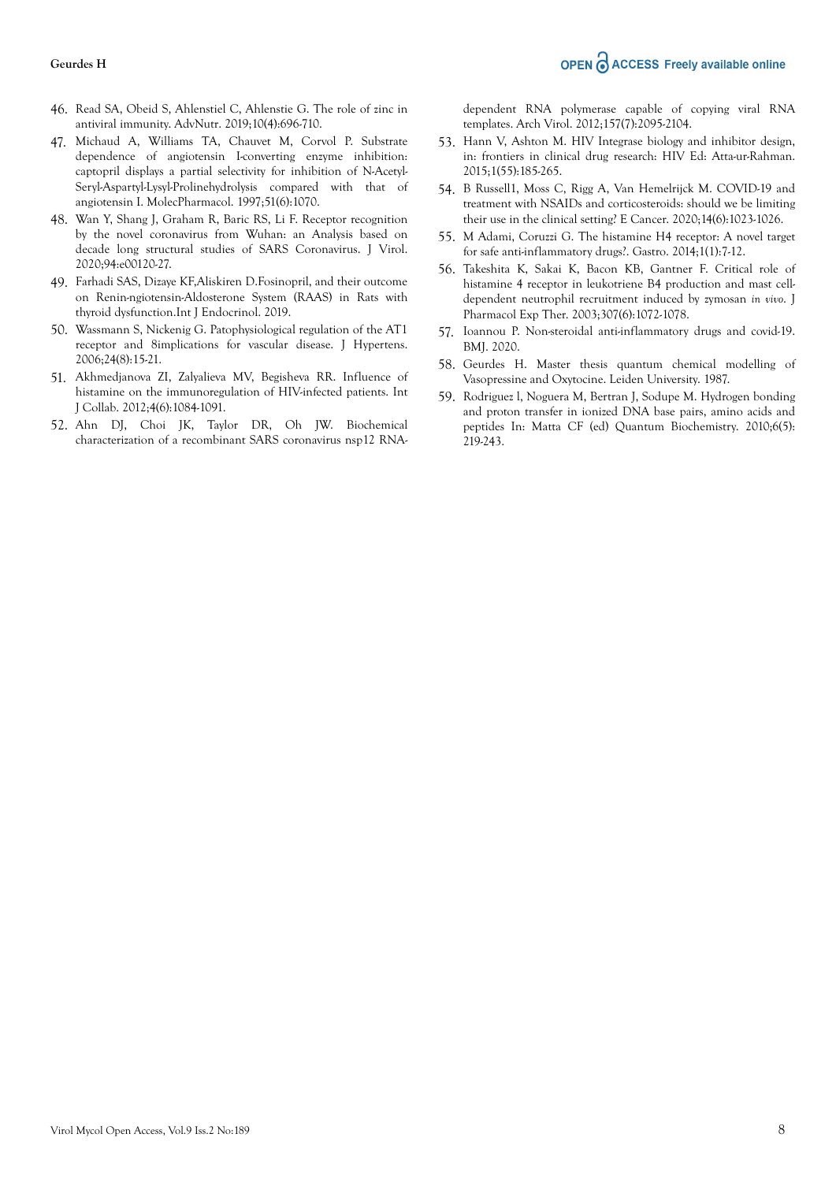46. Read SA, Obeid S, Ahlenstiel C, Ahlenstie G. The role of zinc in antiviral immunity. AdvNutr. 2019;10(4):696-710.
47. Michaud A, Williams TA, Chauvet M, Corvol P. Substrate dependence of angiotensin I-converting enzyme inhibition: captopril displays a partial selectivity for inhibition of N-Acetyl-Seryl-Aspartyl-Lysyl-Prolinehydrolysis compared with that of angiotensin I. MolecPharmacol. 1997;51(6):1070.
48. Wan Y, Shang J, Graham R, Baric RS, Li F. Receptor recognition by the novel coronavirus from Wuhan: an Analysis based on decade long structural studies of SARS Coronavirus. J Virol. 2020;94:e00120-27.
49. Farhadi SAS, Dizaye KF,Aliskiren D.Fosinopril, and their outcome on Renin-ngiotensin-Aldosterone System (RAAS) in Rats with thyroid dysfunction.Int J Endocrinol. 2019.
50. Wassmann S, Nickenig G. Patophysiological regulation of the AT1 receptor and 8implications for vascular disease. J Hypertens. 2006;24(8):15-21.
51. Akhmedjanova ZI, Zalyalieva MV, Begisheva RR. Influence of histamine on the immunoregulation of HIV-infected patients. Int J Collab. 2012;4(6):1084-1091.
52. Ahn DJ, Choi JK, Taylor DR, Oh JW. Biochemical characterization of a recombinant SARS coronavirus nsp12 RNA-dependent RNA polymerase capable of copying viral RNA templates. Arch Virol. 2012;157(7):2095-2104.
53. Hann V, Ashton M. HIV Integrase biology and inhibitor design, in: frontiers in clinical drug research: HIV Ed: Atta-ur-Rahman. 2015;1(55):185-265.
54. B Russell1, Moss C, Rigg A, Van Hemelrijck M. COVID-19 and treatment with NSAIDs and corticosteroids: should we be limiting their use in the clinical setting? E Cancer. 2020;14(6):1023-1026.
55. M Adami, Coruzzi G. The histamine H4 receptor: A novel target for safe anti-inflammatory drugs?. Gastro. 2014;1(1):7-12.
56. Takeshita K, Sakai K, Bacon KB, Gantner F. Critical role of histamine 4 receptor in leukotriene B4 production and mast cell-dependent neutrophil recruitment induced by zymosan *in vivo*. J Pharmacol Exp Ther. 2003;307(6):1072-1078.
57. Ioannou P. Non-steroidal anti-inflammatory drugs and covid-19. BMJ. 2020.
58. Geurdes H. Master thesis quantum chemical modelling of Vasopressine and Oxytocine. Leiden University. 1987.
59. Rodriguez l, Noguera M, Bertran J, Sodupe M. Hydrogen bonding and proton transfer in ionized DNA base pairs, amino acids and peptides In: Matta CF (ed) Quantum Biochemistry. 2010;6(5): 219-243.